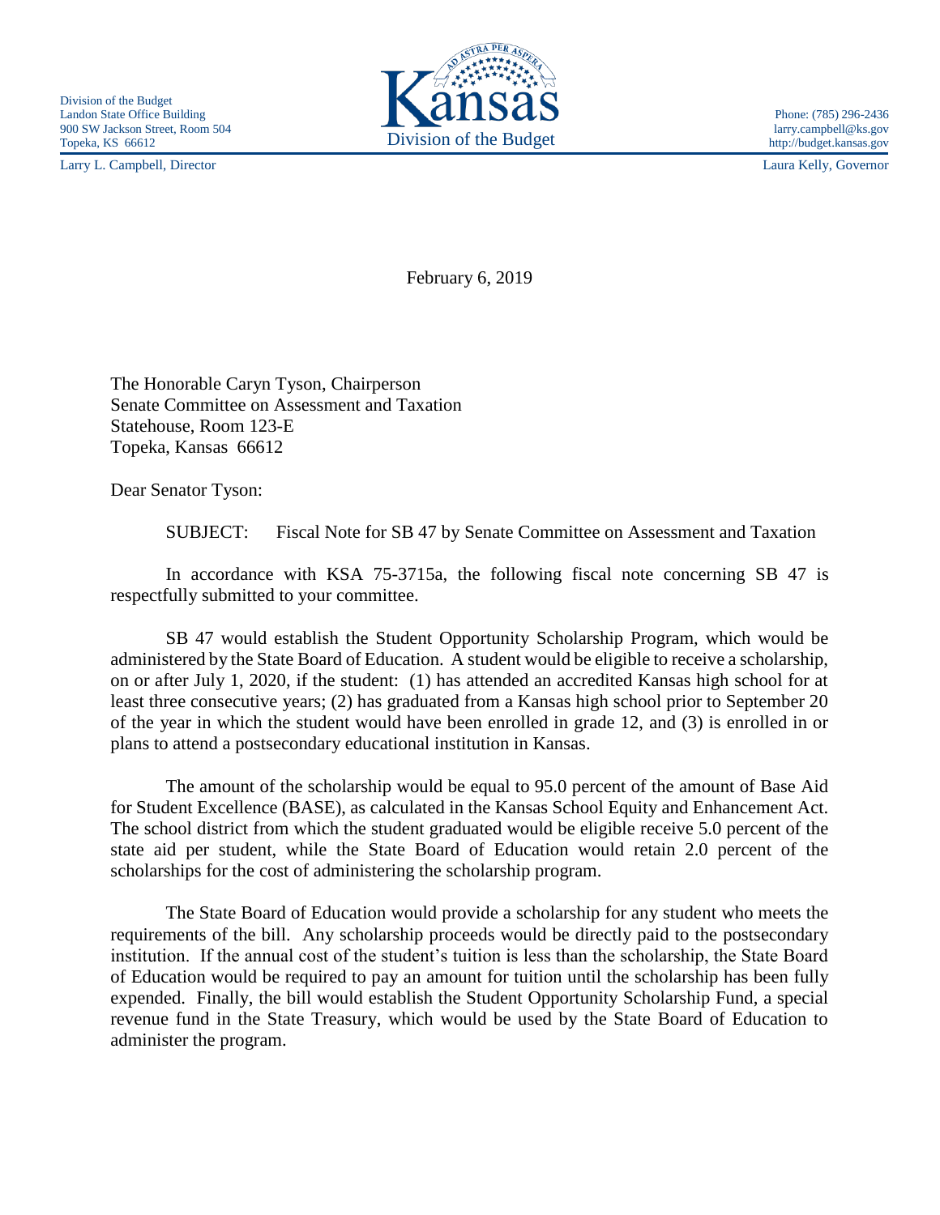Division of the Budget
Landon State Office Building
900 SW Jackson Street, Room 504
Topeka, KS 66612

Larry L. Campbell, Director

Kansas Division of the Budget

Phone: (785) 296-2436
larry.campbell@ks.gov
http://budget.kansas.gov

Laura Kelly, Governor

February 6, 2019

The Honorable Caryn Tyson, Chairperson
Senate Committee on Assessment and Taxation
Statehouse, Room 123-E
Topeka, Kansas 66612

Dear Senator Tyson:

SUBJECT: Fiscal Note for SB 47 by Senate Committee on Assessment and Taxation

In accordance with KSA 75-3715a, the following fiscal note concerning SB 47 is respectfully submitted to your committee.

SB 47 would establish the Student Opportunity Scholarship Program, which would be administered by the State Board of Education. A student would be eligible to receive a scholarship, on or after July 1, 2020, if the student: (1) has attended an accredited Kansas high school for at least three consecutive years; (2) has graduated from a Kansas high school prior to September 20 of the year in which the student would have been enrolled in grade 12, and (3) is enrolled in or plans to attend a postsecondary educational institution in Kansas.

The amount of the scholarship would be equal to 95.0 percent of the amount of Base Aid for Student Excellence (BASE), as calculated in the Kansas School Equity and Enhancement Act. The school district from which the student graduated would be eligible receive 5.0 percent of the state aid per student, while the State Board of Education would retain 2.0 percent of the scholarships for the cost of administering the scholarship program.

The State Board of Education would provide a scholarship for any student who meets the requirements of the bill. Any scholarship proceeds would be directly paid to the postsecondary institution. If the annual cost of the student's tuition is less than the scholarship, the State Board of Education would be required to pay an amount for tuition until the scholarship has been fully expended. Finally, the bill would establish the Student Opportunity Scholarship Fund, a special revenue fund in the State Treasury, which would be used by the State Board of Education to administer the program.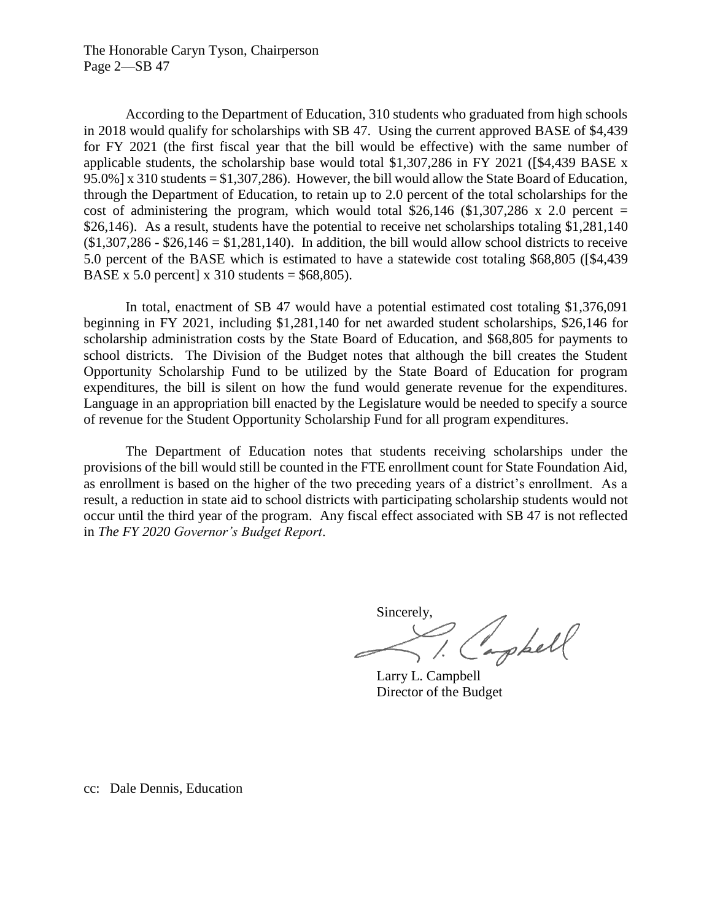According to the Department of Education, 310 students who graduated from high schools in 2018 would qualify for scholarships with SB 47. Using the current approved BASE of $4,439 for FY 2021 (the first fiscal year that the bill would be effective) with the same number of applicable students, the scholarship base would total $1,307,286 in FY 2021 ([$4,439 BASE x 95.0%] x 310 students = $1,307,286). However, the bill would allow the State Board of Education, through the Department of Education, to retain up to 2.0 percent of the total scholarships for the cost of administering the program, which would total $26,146 ($1,307,286 x 2.0 percent = $26,146). As a result, students have the potential to receive net scholarships totaling $1,281,140 ($1,307,286 - $26,146 = $1,281,140). In addition, the bill would allow school districts to receive 5.0 percent of the BASE which is estimated to have a statewide cost totaling $68,805 ([$4,439 BASE x 5.0 percent] x 310 students = $68,805).

In total, enactment of SB 47 would have a potential estimated cost totaling $1,376,091 beginning in FY 2021, including $1,281,140 for net awarded student scholarships, $26,146 for scholarship administration costs by the State Board of Education, and $68,805 for payments to school districts. The Division of the Budget notes that although the bill creates the Student Opportunity Scholarship Fund to be utilized by the State Board of Education for program expenditures, the bill is silent on how the fund would generate revenue for the expenditures. Language in an appropriation bill enacted by the Legislature would be needed to specify a source of revenue for the Student Opportunity Scholarship Fund for all program expenditures.

The Department of Education notes that students receiving scholarships under the provisions of the bill would still be counted in the FTE enrollment count for State Foundation Aid, as enrollment is based on the higher of the two preceding years of a district's enrollment. As a result, a reduction in state aid to school districts with participating scholarship students would not occur until the third year of the program. Any fiscal effect associated with SB 47 is not reflected in *The FY 2020 Governor's Budget Report*.

Sincerely,

Larry L. Campbell
Director of the Budget

cc: Dale Dennis, Education